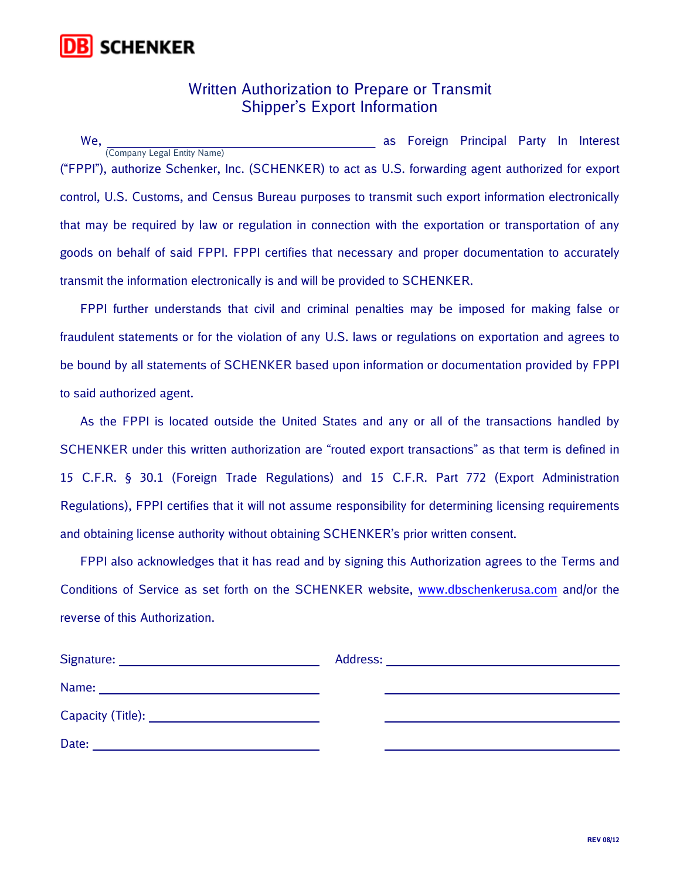DB SCHENKER

# Written Authorization to Prepare or Transmit Shipper's Export Information

We, ______________________________ as Foreign Principal Party In Interest
(Company Legal Entity Name)

("FPPI"), authorize Schenker, Inc. (SCHENKER) to act as U.S. forwarding agent authorized for export control, U.S. Customs, and Census Bureau purposes to transmit such export information electronically that may be required by law or regulation in connection with the exportation or transportation of any goods on behalf of said FPPI. FPPI certifies that necessary and proper documentation to accurately transmit the information electronically is and will be provided to SCHENKER.

FPPI further understands that civil and criminal penalties may be imposed for making false or fraudulent statements or for the violation of any U.S. laws or regulations on exportation and agrees to be bound by all statements of SCHENKER based upon information or documentation provided by FPPI to said authorized agent.

As the FPPI is located outside the United States and any or all of the transactions handled by SCHENKER under this written authorization are "routed export transactions" as that term is defined in 15 C.F.R. § 30.1 (Foreign Trade Regulations) and 15 C.F.R. Part 772 (Export Administration Regulations), FPPI certifies that it will not assume responsibility for determining licensing requirements and obtaining license authority without obtaining SCHENKER's prior written consent.

FPPI also acknowledges that it has read and by signing this Authorization agrees to the Terms and Conditions of Service as set forth on the SCHENKER website, www.dbschenkerusa.com and/or the reverse of this Authorization.

Signature: ______________________________ Address: ______________________________

Name: ______________________________ ______________________________

Capacity (Title): ______________________________ ______________________________

Date: ______________________________ ______________________________

REV 08/12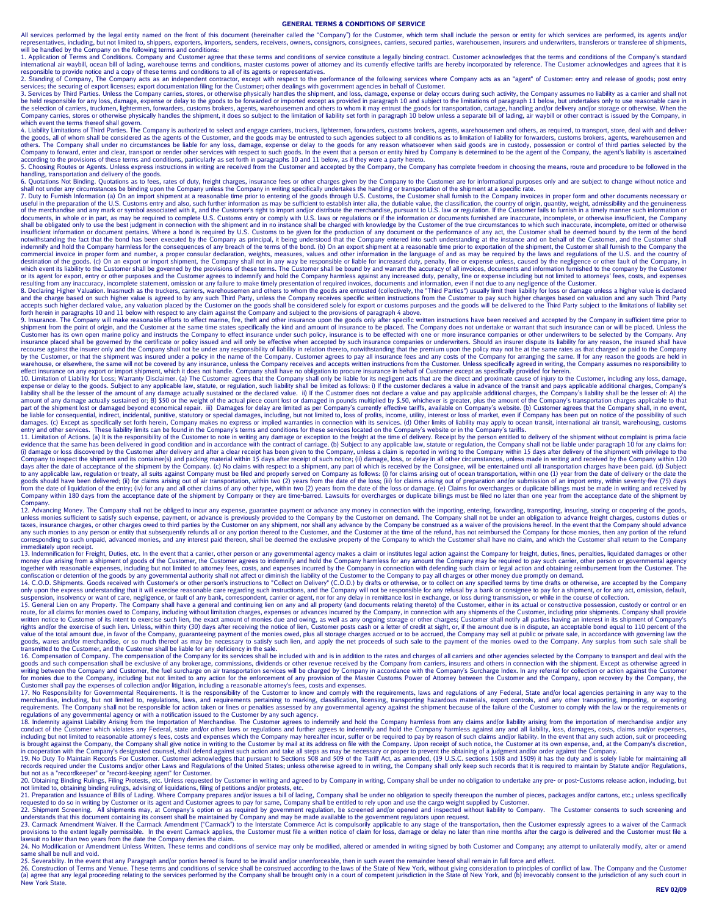# GENERAL TERMS & CONDITIONS OF SERVICE

All services performed by the legal entity named on the front of this document (hereinafter called the "Company") for the Customer, which term shall include the person or entity for which services are performed, its agents and/or representatives, including, but not limited to, shippers, exporters, importers, senders, receivers, owners, consignors, consignees, carriers, secured parties, warehousemen, insurers and underwriters, transferors or transferee of shipments, will be handled by the Company on the following terms and conditions:

1. Application of Terms and Conditions. Company and Customer agree that these terms and conditions of service constitute a legally binding contract. Customer acknowledges that the terms and conditions of the Company's standard international air waybill, ocean bill of lading, warehouse terms and conditions, master customs power of attorney and its currently effective tariffs are hereby incorporated by reference. The Customer acknowledges and agrees that it is responsible to provide notice and a copy of these terms and conditions to all of its agents or representatives.

2. Standing of Company, The Company acts as an independent contractor, except with respect to the performance of the following services where Company acts as an "agent" of Customer: entry and release of goods; post entry services; the securing of export licenses; export documentation filing for the Customer; other dealings with government agencies in behalf of Customer.

3. Services by Third Parties. Unless the Company carries, stores, or otherwise physically handles the shipment, and loss, damage, expense or delay occurs during such activity, the Company assumes no liability as a carrier and shall not be held responsible for any loss, damage, expense or delay to the goods to be forwarded or imported except as provided in paragraph 10 and subject to the limitations of paragraph 11 below, but undertakes only to use reasonable care in the selection of carriers, truckmen, lightermen, forwarders, customs brokers, agents, warehousemen and others to whom it may entrust the goods for transportation, cartage, handling and/or delivery and/or storage or otherwise. When the Company carries, stores or otherwise physically handles the shipment, it does so subject to the limitation of liability set forth in paragraph 10 below unless a separate bill of lading, air waybill or other contract is issued by the Company, in which event the terms thereof shall govern.

4. Liability Limitations of Third Parties. The Company is authorized to select and engage carriers, truckers, lightermen, forwarders, customs brokers, agents, warehousemen and others, as required, to transport, store, deal with and deliver the goods, all of whom shall be considered as the agents of the Customer, and the goods may be entrusted to such agencies subject to all conditions as to limitation of liability for forwarders, customs brokers, agents, warehousemen and others. The Company shall under no circumstances be liable for any loss, damage, expense or delay to the goods for any reason whatsoever when said goods are in custody, possession or control of third parties selected by the Company to forward, enter and clear, transport or render other services with respect to such goods. In the event that a person or entity hired by Company is determined to be the agent of the Company, the agent's liability is ascertained according to the provisions of these terms and conditions, particularly as set forth in paragraphs 10 and 11 below, as if they were a party hereto.

5. Choosing Routes or Agents. Unless express instructions in writing are received from the Customer and accepted by the Company, the Company has complete freedom in choosing the means, route and procedure to be followed in the handling, transportation and delivery of the goods.

6. Quotations Not Binding. Quotations as to fees, rates of duty, freight charges, insurance fees or other charges given by the Company to the Customer are for informational purposes only and are subject to change without notice and shall not under any circumstances be binding upon the Company unless the Company in writing specifically undertakes the handling or transportation of the shipment at a specific rate.

7. Duty to Furnish Information (a) On an import shipment at a reasonable time prior to entering of the goods through U.S. Customs, the Customer shall furnish to the Company invoices in proper form and other documents necessary or useful in the preparation of the U.S. Customs entry and also, such further information as may be sufficient to establish inter alia, the dutiable value, the classification, the country of origin, quantity, weight, admissibility and the genuineness of the merchandise and any mark or symbol associated with it, and the Customer's right to import and/or distribute the merchandise, pursuant to U.S. law or regulation. If the Customer fails to furnish in a timely manner such information or documents, in whole or in part, as may be required to complete U.S. Customs entry or comply with U.S. laws or regulations or if the information or documents furnished are inaccurate, incomplete, or otherwise insufficient, the Company shall be obligated only to use the best judgment in connection with the shipment and in no instance shall be charged with knowledge by the Customer of the true circumstances to which such inaccurate, incomplete, omitted or otherwise insufficient information or document pertains. Where a bond is required by U.S. Customs to be given for the production of any document or the performance of any act, the Customer shall be deemed bound by the term of the bond notwithstanding the fact that the bond has been executed by the Company as principal, it being understood that the Company entered into such understanding at the instance and on behalf of the Customer, and the Customer shall indemnify and hold the Company harmless for the consequences of any breach of the terms of the bond. (b) On an export shipment at a reasonable time prior to exportation of the shipment, the Customer shall furnish to the Company the commercial invoice in proper form and number, a proper consular declaration, weights, measures, values and other information in the language of and as may be required by the laws and regulations of the U.S. and the country of destination of the goods. (c) On an export or import shipment, the Company shall not in any way be responsible or liable for increased duty, penalty, fine or expense unless, caused by the negligence or other fault of the Company, in which event its liability to the Customer shall be governed by the provisions of these terms. The Customer shall be bound by and warrant the accuracy of all invoices, documents and information furnished to the company by the Customer or its agent for export, entry or other purposes and the Customer agrees to indemnify and hold the Company harmless against any increased duty, penalty, fine or expense including but not limited to attorneys' fees, costs, and expenses resulting from any inaccuracy, incomplete statement, omission or any failure to make timely presentation of required invoices, documents and information, even if not due to any negligence of the Customer.

8. Declaring Higher Valuation. Inasmuch as the truckers, carriers, warehousemen and others to whom the goods are entrusted (collectively, the "Third Parties") usually limit their liability for loss or damage unless a higher value is declared and the charge based on such higher value is agreed to by any such Third Party, unless the Company receives specific written instructions from the Customer to pay such higher charges based on valuation and any such Third Party accepts such higher declared value, any valuation placed by the Customer on the goods shall be considered solely for export or customs purposes and the goods will be delivered to the Third Party subject to the limitations of liability set forth herein in paragraphs 10 and 11 below with respect to any claim against the Company and subject to the provisions of paragraph 4 above.

9. Insurance. The Company will make reasonable efforts to effect marine, fire, theft and other insurance upon the goods only after specific written instructions have been received and accepted by the Company in sufficient time prior to shipment from the point of origin, and the Customer at the same time states specifically the kind and amount of insurance to be placed. The Company does not undertake or warrant that such insurance can or will be placed. Unless the Customer has its own open marine policy and instructs the Company to effect insurance under such policy, insurance is to be effected with one or more insurance companies or other underwriters to be selected by the Company. Any insurance placed shall be governed by the certificate or policy issued and will only be effective when accepted by such insurance companies or underwriters. Should an insurer dispute its liability for any reason, the insured shall have recourse against the insurer only and the Company shall not be under any responsibility of liability in relation thereto, notwithstanding that the premium upon the policy may not be at the same rates as that charged or paid to the Company by the Customer, or that the shipment was insured under a policy in the name of the Company. Customer agrees to pay all insurance fees and any costs of the Company for arranging the same. If for any reason the goods are held in warehouse, or elsewhere, the same will not be covered by any insurance, unless the Company receives and accepts written instructions from the Customer. Unless specifically agreed in writing, the Company assumes no responsibility to effect insurance on any export or import shipment, which it does not handle. Company shall have no obligation to procure insurance in behalf of Customer except as specifically provided for herein.

10. Limitation of Liability for Loss; Warranty Disclaimer. (a) The Customer agrees that the Company shall only be liable for its negligent acts that are the direct and proximate cause of injury to the Customer, including any loss, damage, expense or delay to the goods. Subject to any applicable law, statute, or regulation, such liability shall be limited as follows: i) If the customer declares a value in advance of the transit and pays applicable additional charges, Company's liability shall be the lesser of the amount of any damage actually sustained or the declared value. ii) If the Customer does not declare a value and pay applicable additional charges, the Company's liability shall be the lesser of: A) the amount of any damage actually sustained or; B) $50 or the weight of the actual piece count lost or damaged in pounds multiplied by $.50, whichever is greater, plus the amount of the Company's transportation charges applicable to that part of the shipment lost or damaged beyond economical repair. iii) Damages for delay are limited as per Company's currently effective tariffs, available on Company's website. (b) Customer agrees that the Company shall, in no event, be liable for consequential, indirect, incidental, punitive, statutory or special damages, including, but not limited to, loss of profits, income, utility, interest or loss of market, even if Company has been put on notice of the possibility of such damages. (c) Except as specifically set forth herein, Company makes no express or implied warranties in connection with its services. (d) Other limits of liability may apply to ocean transit, international air transit, warehousing, customs entry and other services. These liability limits can be found in the Company's terms and conditions for these services located on the Company's website or in the Company's tariffs.

11. Limitation of Actions. (a) It is the responsibility of the Customer to note in writing any damage or exception to the freight at the time of delivery. Receipt by the person entitled to delivery of the shipment without complaint is prima facie evidence that the same has been delivered in good condition and in accordance with the contract of carriage. (b) Subject to any applicable law, statute or regulation, the Company shall not be liable under paragraph 10 for any claims for: (i) damage or loss discovered by the Customer after delivery and after a clear receipt has been given to the Company, unless a claim is reported in writing to the Company within 15 days after delivery of the shipment with privilege to the Company to inspect the shipment and its container(s) and packing material within 15 days after receipt of such notice; (ii) damage, loss, or delay in all other circumstances, unless made in writing and received by the Company within 120 days after the date of acceptance of the shipment by the Company. (c) No claims with respect to a shipment, any part of which is received by the Consignee, will be entertained until all transportation charges have been paid. (d) Subject to any applicable law, regulation or treaty, all suits against Company must be filed and properly served on Company as follows: (i) for claims arising out of ocean transportation, within one (1) year from the date of delivery or the date the goods should have been delivered; (ii) for claims arising out of air transportation, within two (2) years from the date of the loss; (iii) for claims arising out of preparation and/or submission of an import entry, within seventy-five (75) days from the date of liquidation of the entry; (iv) for any and all other claims of any other type, within two (2) years from the date of the loss or damage. (e) Claims for overcharges or duplicate billings must be made in writing and received by Company within 180 days from the acceptance date of the shipment by Company or they are time-barred. Lawsuits for overcharges or duplicate billings must be filed no later than one year from the acceptance date of the shipment by Company.

12. Advancing Money. The Company shall not be obliged to incur any expense, guarantee payment or advance any money in connection with the importing, entering, forwarding, transporting, insuring, storing or coopering of the goods, unless monies sufficient to satisfy such expense, payment, or advance is previously provided to the Company by the Customer on demand. The Company shall not be under an obligation to advance freight charges, customs duties or taxes, insurance charges, or other charges owed to third parties by the Customer on any shipment, nor shall any advance by the Company be construed as a waiver of the provisions hereof. In the event that the Company should advance any such monies to any person or entity that subsequently refunds all or any portion thereof to the Customer, and the Customer at the time of the refund, has not reimbursed the Company for those monies, then any portion of the refund corresponding to such unpaid, advanced monies, and any interest paid thereon, shall be deemed the exclusive property of the Company to which the Customer shall have no claim, and which the Customer shall return to the Company immediately upon receipt.

13. Indemnification for Freight, Duties, etc. In the event that a carrier, other person or any governmental agency makes a claim or institutes legal action against the Company for freight, duties, fines, penalties, liquidated damages or other money due arising from a shipment of goods of the Customer, the Customer agrees to indemnify and hold the Company harmless for any amount the Company may be required to pay such carrier, other person or governmental agency together with reasonable expenses, including but not limited to attorney fees, costs, and expenses incurred by the Company in connection with defending such claim or legal action and obtaining reimbursement from the Customer. The confiscation or detention of the goods by any governmental authority shall not affect or diminish the liability of the Customer to the Company to pay all charges or other money due promptly on demand.

14. C.O.D. Shipments. Goods received with Customer's or other person's instructions to "Collect on Delivery" (C.O.D.) by drafts or otherwise, or to collect on any specified terms by time drafts or otherwise, are accepted by the Company only upon the express understanding that it will exercise reasonable care regarding such instructions, and the Company will not be responsible for any refusal by a bank or consignee to pay for a shipment, or for any act, omission, default, suspension, insolvency or want of care, negligence, or fault of any bank, correspondent, carrier or agent, nor for any delay in remittance lost in exchange, or loss during transmission, or while in the course of collection.

15. General Lien on any Property. The Company shall have a general and continuing lien on any and all property (and documents relating thereto) of the Customer, either in its actual or constructive possession, custody or control or en route, for all claims for monies owed to Company, including without limitation charges, expenses or advances incurred by the Company, in connection with any shipments of the Customer, including prior shipments. Company shall provide written notice to Customer of its intent to exercise such lien, the exact amount of monies due and owing, as well as any ongoing storage or other charges; Customer shall notify all parties having an interest in its shipment of Company's rights and/or the exercise of such lien. Unless, within thirty (30) days after receiving the notice of lien, Customer posts cash or a letter of credit at sight, or, if the amount due is in dispute, an acceptable bond equal to 110 percent of the value of the total amount due, in favor of the Company, guaranteeing payment of the monies owed, plus all storage charges accrued or to be accrued, the Company may sell at public or private sale, in accordance with governing law the goods, wares and/or merchandise, or so much thereof as may be necessary to satisfy such lien, and apply the net proceeds of such sale to the payment of the monies owed to the Company. Any surplus from such sale shall be transmitted to the Customer, and the Customer shall be liable for any deficiency in the sale.

16. Compensation of Company. The compensation of the Company for its services shall be included with and is in addition to the rates and charges of all carriers and other agencies selected by the Company to transport and deal with the goods and such compensation shall be exclusive of any brokerage, commissions, dividends or other revenue received by the Company from carriers, insurers and others in connection with the shipment. Except as otherwise agreed in writing between the Company and Customer, the fuel surcharge on air transportation services will be charged by Company in accordance with the Company's Surcharge Index. In any referral for collection or action against the Customer for monies due to the Company, including but not limited to any action for the enforcement of any provision of the Master Customs Power of Attorney between the Customer and the Company, upon recovery by the Company, the Customer shall pay the expenses of collection and/or litigation, including a reasonable attorney's fees, costs and expenses.

17. No Responsibility for Governmental Requirements. It is the responsibility of the Customer to know and comply with the requirements, laws and regulations of any Federal, State and/or local agencies pertaining in any way to the merchandise, including, but not limited to, regulations, laws, and requirements pertaining to marking, classification, licensing, transporting hazardous materials, export controls, and any other transporting, importing, or exporting requirements. The Company shall not be responsible for action taken or fines or penalties assessed by any governmental agency against the shipment because of the failure of the Customer to comply with the law or the requirements or regulations of any governmental agency or with a notification issued to the Customer by any such agency.

18. Indemnity against Liability Arising from the Importation of Merchandise. The Customer agrees to indemnify and hold the Company harmless from any claims and/or liability arising from the importation of merchandise and/or any conduct of the Customer which violates any Federal, state and/or other laws or regulations and further agrees to indemnify and hold the Company harmless against any and all liability, loss, damages, costs, claims and/or expenses, including but not limited to reasonable attorney's fees, costs and expenses which the Company may hereafter incur, suffer or be required to pay by reason of such claims and/or liability. In the event that any such action, suit or proceeding is brought against the Company, the Company shall give notice in writing to the Customer by mail at its address on file with the Company. Upon receipt of such notice, the Customer at its own expense, and, at the Company's discretion, in cooperation with the Company's designated counsel, shall defend against such action and take all steps as may be necessary or proper to prevent the obtaining of a judgment and/or order against the Company.

19. No Duty To Maintain Records For Customer. Customer acknowledges that pursuant to Sections 508 and 509 of the Tariff Act, as amended, (19 U.S.C. sections 1508 and 1509) it has the duty and is solely liable for maintaining all records required under the Customs and/or other Laws and Regulations of the United States; unless otherwise agreed to in writing, the Company shall only keep such records that it is required to maintain by Statute and/or Regulations, but not as a "recordkeeper" or "record-keeping agent" for Customer.

20. Obtaining Binding Rulings, Filing Protests, etc. Unless requested by Customer in writing and agreed to by Company in writing, Company shall be under no obligation to undertake any pre- or post-Customs release action, including, but not limited to, obtaining binding rulings, advising of liquidations, filing of petitions and/or protests, etc.

21. Preparation and Issuance of Bills of Lading. Where Company prepares and/or issues a bill of lading, Company shall be under no obligation to specify thereupon the number of pieces, packages and/or cartons, etc.; unless specifically requested to do so in writing by Customer or its agent and Customer agrees to pay for same, Company shall be entitled to rely upon and use the cargo weight supplied by Customer.

22. Shipment Screening. All shipments may, at Company's option or as required by government regulation, be screened and/or opened and inspected without liability to Company. The Customer consents to such screening and understands that this document containing its consent shall be maintained by Company and may be made available to the government regulators upon request.

23. Carmack Amendment Waiver. If the Carmack Amendment ("Carmack") to the Interstate Commerce Act is compulsorily applicable to any stage of the transportation, then the Customer expressly agrees to a waiver of the Carmack provisions to the extent legally permissible. In the event Carmack applies, the Customer must file a written notice of claim for loss, damage or delay no later than nine months after the cargo is delivered and the Customer must file a lawsuit no later than two years from the date the Company denies the claim.

24. No Modification or Amendment Unless Written. These terms and conditions of service may only be modified, altered or amended in writing signed by both Customer and Company; any attempt to unilaterally modify, alter or amend same shall be null and void.

25. Severability. In the event that any Paragraph and/or portion hereof is found to be invalid and/or unenforceable, then in such event the remainder hereof shall remain in full force and effect.

26. Construction of Terms and Venue. These terms and conditions of service shall be construed according to the laws of the State of New York, without giving consideration to principles of conflict of law. The Company and the Customer (a) agree that any legal proceeding relating to the services performed by the Company shall be brought only in a court of competent jurisdiction in the State of New York, and (b) irrevocably consent to the jurisdiction of any such court in New York State.

REV 02/09